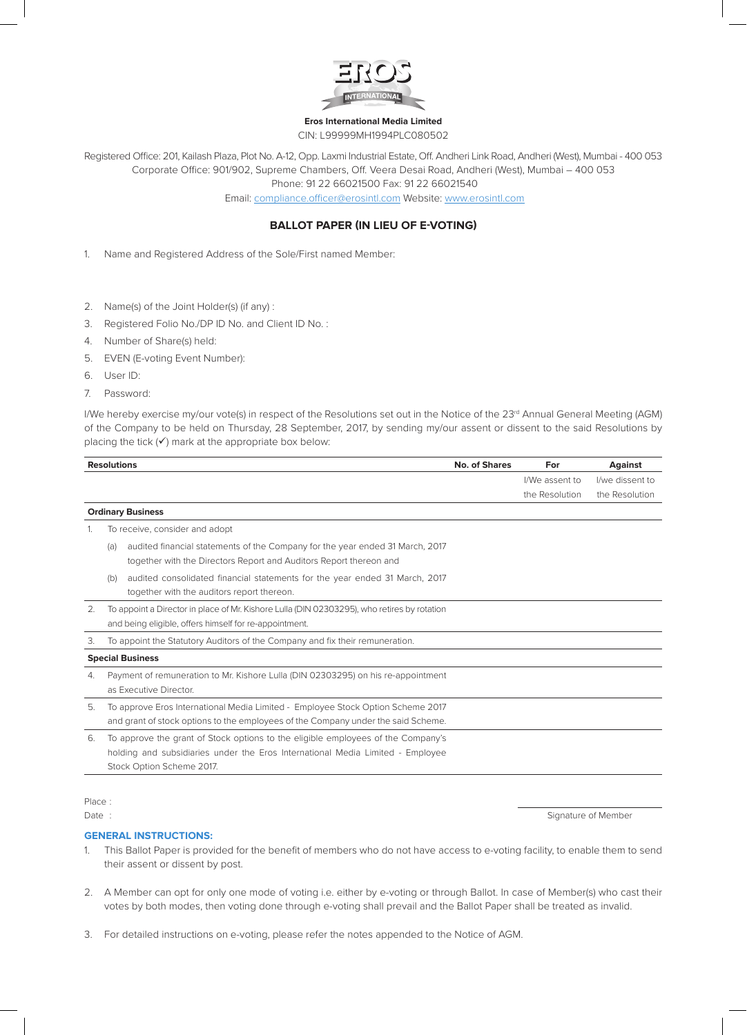**Eros International Media Limited**

CIN: L99999MH1994PLC080502

Registered Office: 201, Kailash Plaza, Plot No. A-12, Opp. Laxmi Industrial Estate, Off. Andheri Link Road, Andheri (West), Mumbai - 400 053
Corporate Office: 901/902, Supreme Chambers, Off. Veera Desai Road, Andheri (West), Mumbai – 400 053
Phone: 91 22 66021500 Fax: 91 22 66021540
Email: compliance.officer@erosintl.com Website: www.erosintl.com

## BALLOT PAPER (IN LIEU OF E-VOTING)

1. Name and Registered Address of the Sole/First named Member:

2. Name(s) of the Joint Holder(s) (if any) :
3. Registered Folio No./DP ID No. and Client ID No. :
4. Number of Share(s) held:
5. EVEN (E-voting Event Number):
6. User ID:
7. Password:

I/We hereby exercise my/our vote(s) in respect of the Resolutions set out in the Notice of the 23rd Annual General Meeting (AGM) of the Company to be held on Thursday, 28 September, 2017, by sending my/our assent or dissent to the said Resolutions by placing the tick (✓) mark at the appropriate box below:

| Resolutions | No. of Shares | For | Against |
|---|---|---|---|
| | | I/We assent to the Resolution | I/we dissent to the Resolution |
| **Ordinary Business** | | | |
| 1. To receive, consider and adopt<br>(a) audited financial statements of the Company for the year ended 31 March, 2017 together with the Directors Report and Auditors Report thereon and<br>(b) audited consolidated financial statements for the year ended 31 March, 2017 together with the auditors report thereon. | | | |
| 2. To appoint a Director in place of Mr. Kishore Lulla (DIN 02303295), who retires by rotation and being eligible, offers himself for re-appointment. | | | |
| 3. To appoint the Statutory Auditors of the Company and fix their remuneration. | | | |
| **Special Business** | | | |
| 4. Payment of remuneration to Mr. Kishore Lulla (DIN 02303295) on his re-appointment as Executive Director. | | | |
| 5. To approve Eros International Media Limited - Employee Stock Option Scheme 2017 and grant of stock options to the employees of the Company under the said Scheme. | | | |
| 6. To approve the grant of Stock options to the eligible employees of the Company's holding and subsidiaries under the Eros International Media Limited - Employee Stock Option Scheme 2017. | | | |

Place :

Date :

Signature of Member

### GENERAL INSTRUCTIONS:

1. This Ballot Paper is provided for the benefit of members who do not have access to e-voting facility, to enable them to send their assent or dissent by post.
2. A Member can opt for only one mode of voting i.e. either by e-voting or through Ballot. In case of Member(s) who cast their votes by both modes, then voting done through e-voting shall prevail and the Ballot Paper shall be treated as invalid.
3. For detailed instructions on e-voting, please refer the notes appended to the Notice of AGM.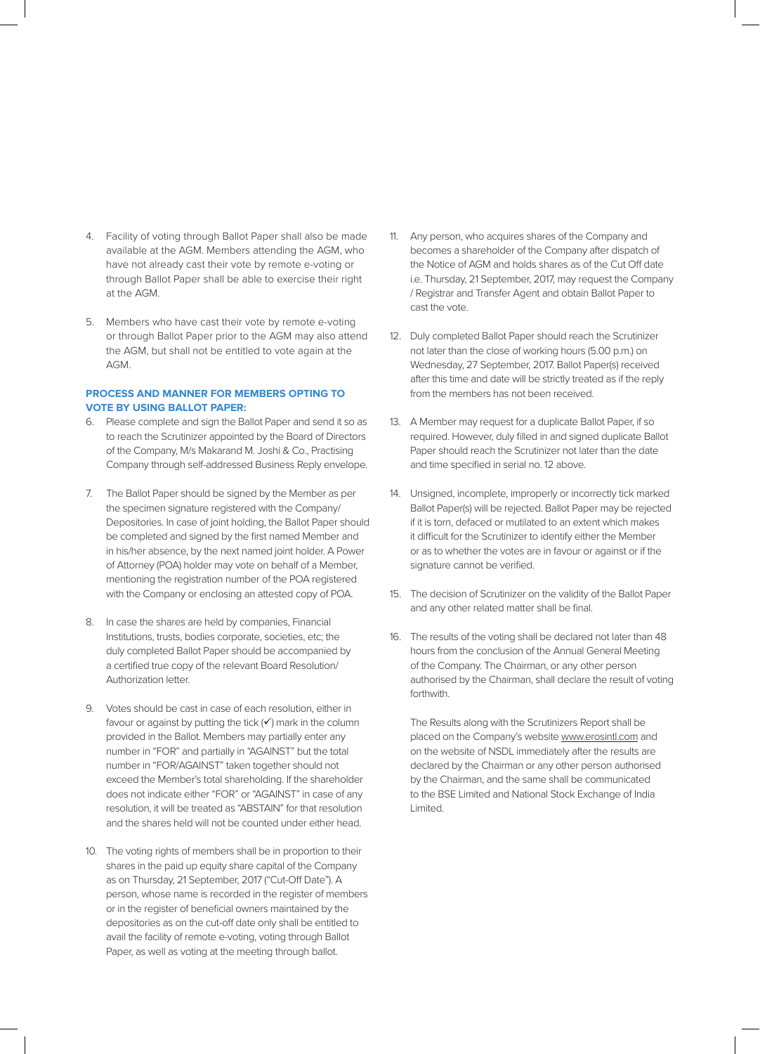4. Facility of voting through Ballot Paper shall also be made available at the AGM. Members attending the AGM, who have not already cast their vote by remote e-voting or through Ballot Paper shall be able to exercise their right at the AGM.

5. Members who have cast their vote by remote e-voting or through Ballot Paper prior to the AGM may also attend the AGM, but shall not be entitled to vote again at the AGM.

**PROCESS AND MANNER FOR MEMBERS OPTING TO VOTE BY USING BALLOT PAPER:**

6. Please complete and sign the Ballot Paper and send it so as to reach the Scrutinizer appointed by the Board of Directors of the Company, M/s Makarand M. Joshi & Co., Practising Company through self-addressed Business Reply envelope.

7. The Ballot Paper should be signed by the Member as per the specimen signature registered with the Company/ Depositories. In case of joint holding, the Ballot Paper should be completed and signed by the first named Member and in his/her absence, by the next named joint holder. A Power of Attorney (POA) holder may vote on behalf of a Member, mentioning the registration number of the POA registered with the Company or enclosing an attested copy of POA.

8. In case the shares are held by companies, Financial Institutions, trusts, bodies corporate, societies, etc; the duly completed Ballot Paper should be accompanied by a certified true copy of the relevant Board Resolution/ Authorization letter.

9. Votes should be cast in case of each resolution, either in favour or against by putting the tick (✓) mark in the column provided in the Ballot. Members may partially enter any number in "FOR" and partially in "AGAINST" but the total number in "FOR/AGAINST" taken together should not exceed the Member's total shareholding. If the shareholder does not indicate either "FOR" or "AGAINST" in case of any resolution, it will be treated as "ABSTAIN" for that resolution and the shares held will not be counted under either head.

10. The voting rights of members shall be in proportion to their shares in the paid up equity share capital of the Company as on Thursday, 21 September, 2017 ("Cut-Off Date"). A person, whose name is recorded in the register of members or in the register of beneficial owners maintained by the depositories as on the cut-off date only shall be entitled to avail the facility of remote e-voting, voting through Ballot Paper, as well as voting at the meeting through ballot.

11. Any person, who acquires shares of the Company and becomes a shareholder of the Company after dispatch of the Notice of AGM and holds shares as of the Cut Off date i.e. Thursday, 21 September, 2017, may request the Company / Registrar and Transfer Agent and obtain Ballot Paper to cast the vote.

12. Duly completed Ballot Paper should reach the Scrutinizer not later than the close of working hours (5.00 p.m.) on Wednesday, 27 September, 2017. Ballot Paper(s) received after this time and date will be strictly treated as if the reply from the members has not been received.

13. A Member may request for a duplicate Ballot Paper, if so required. However, duly filled in and signed duplicate Ballot Paper should reach the Scrutinizer not later than the date and time specified in serial no. 12 above.

14. Unsigned, incomplete, improperly or incorrectly tick marked Ballot Paper(s) will be rejected. Ballot Paper may be rejected if it is torn, defaced or mutilated to an extent which makes it difficult for the Scrutinizer to identify either the Member or as to whether the votes are in favour or against or if the signature cannot be verified.

15. The decision of Scrutinizer on the validity of the Ballot Paper and any other related matter shall be final.

16. The results of the voting shall be declared not later than 48 hours from the conclusion of the Annual General Meeting of the Company. The Chairman, or any other person authorised by the Chairman, shall declare the result of voting forthwith.

    The Results along with the Scrutinizers Report shall be placed on the Company's website www.erosintl.com and on the website of NSDL immediately after the results are declared by the Chairman or any other person authorised by the Chairman, and the same shall be communicated to the BSE Limited and National Stock Exchange of India Limited.